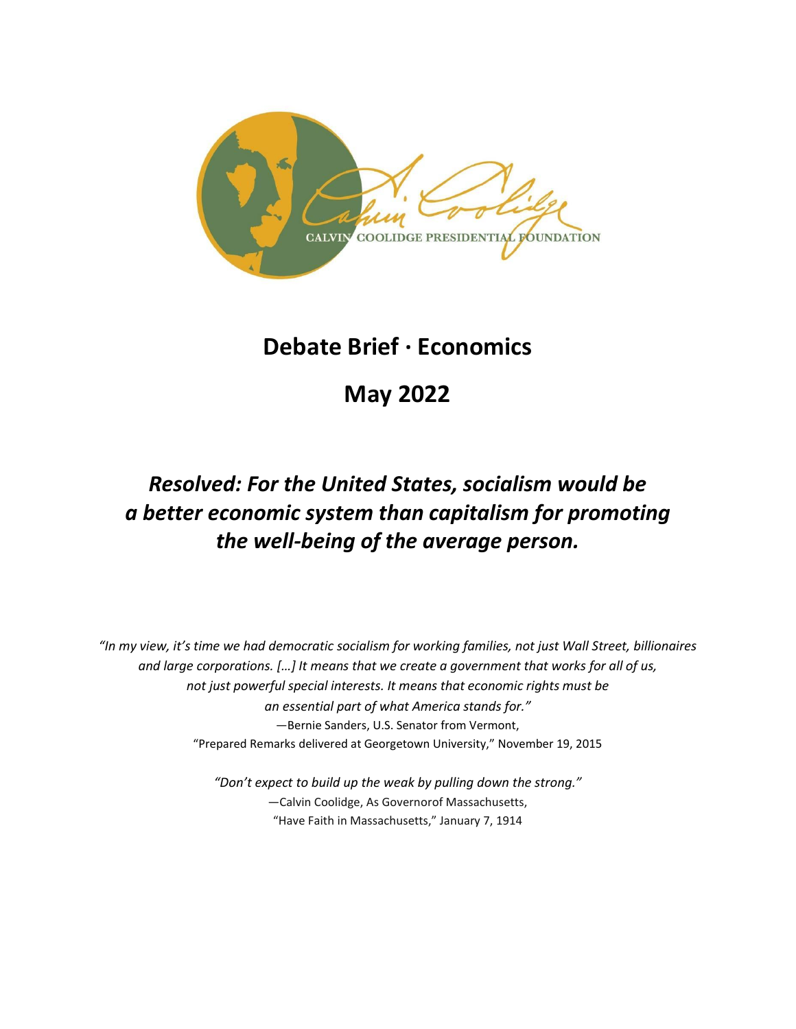CALVIN COOLIDGE PRESIDENTIAL FOUNDATION

# Debate Brief · Economics

## May 2022

## *Resolved: For the United States, socialism would be a better economic system than capitalism for promoting the well-being of the average person.*

*"In my view, it's time we had democratic socialism for working families, not just Wall Street, billionaires and large corporations. […] It means that we create a government that works for all of us, not just powerful special interests. It means that economic rights must be an essential part of what America stands for."*
—Bernie Sanders, U.S. Senator from Vermont,
"Prepared Remarks delivered at Georgetown University," November 19, 2015

*"Don't expect to build up the weak by pulling down the strong."*
—Calvin Coolidge, As Governorof Massachusetts,
"Have Faith in Massachusetts," January 7, 1914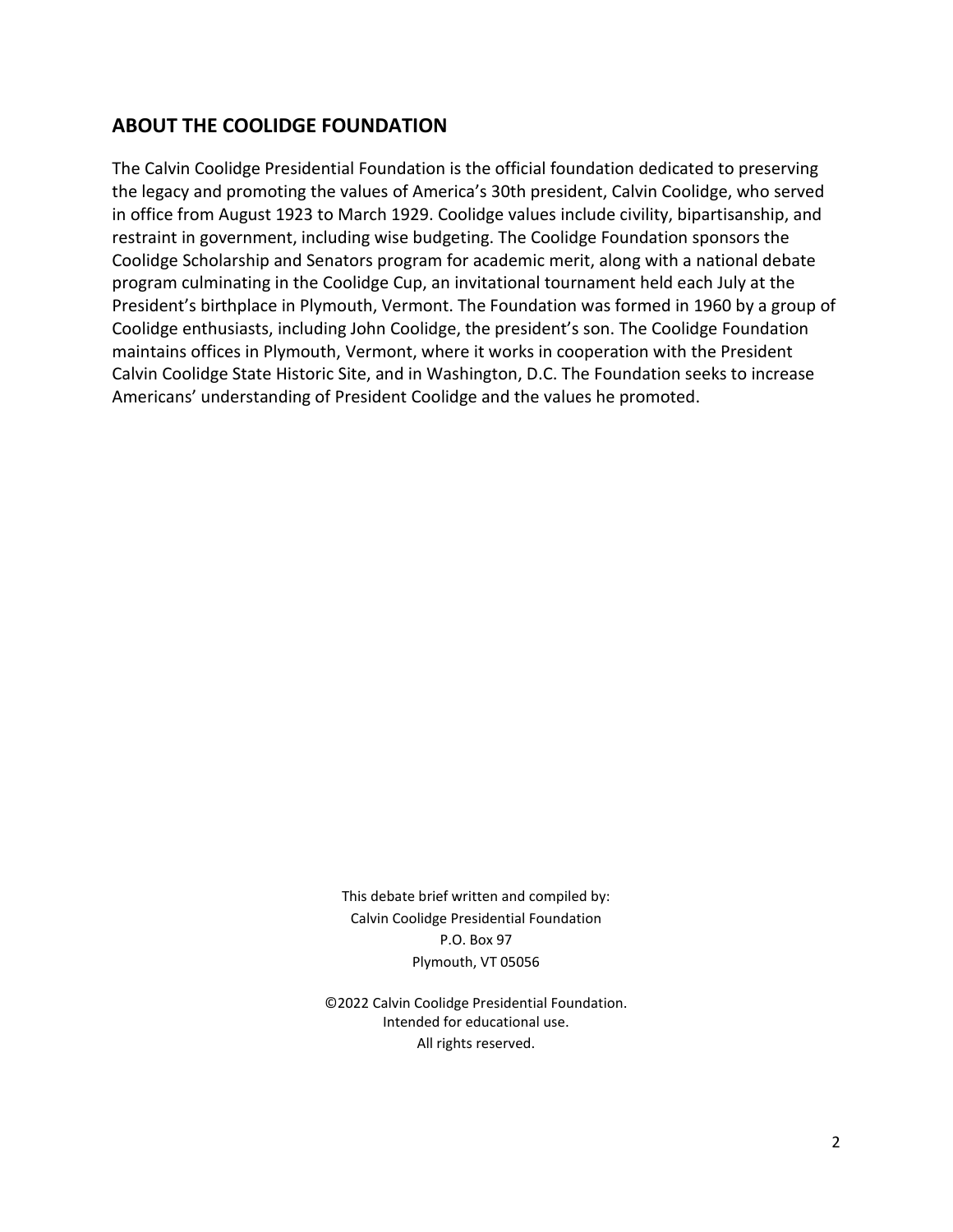## ABOUT THE COOLIDGE FOUNDATION

The Calvin Coolidge Presidential Foundation is the official foundation dedicated to preserving the legacy and promoting the values of America's 30th president, Calvin Coolidge, who served in office from August 1923 to March 1929. Coolidge values include civility, bipartisanship, and restraint in government, including wise budgeting. The Coolidge Foundation sponsors the Coolidge Scholarship and Senators program for academic merit, along with a national debate program culminating in the Coolidge Cup, an invitational tournament held each July at the President's birthplace in Plymouth, Vermont. The Foundation was formed in 1960 by a group of Coolidge enthusiasts, including John Coolidge, the president's son. The Coolidge Foundation maintains offices in Plymouth, Vermont, where it works in cooperation with the President Calvin Coolidge State Historic Site, and in Washington, D.C. The Foundation seeks to increase Americans' understanding of President Coolidge and the values he promoted.

This debate brief written and compiled by:
Calvin Coolidge Presidential Foundation
P.O. Box 97
Plymouth, VT 05056

©2022 Calvin Coolidge Presidential Foundation.
Intended for educational use.
All rights reserved.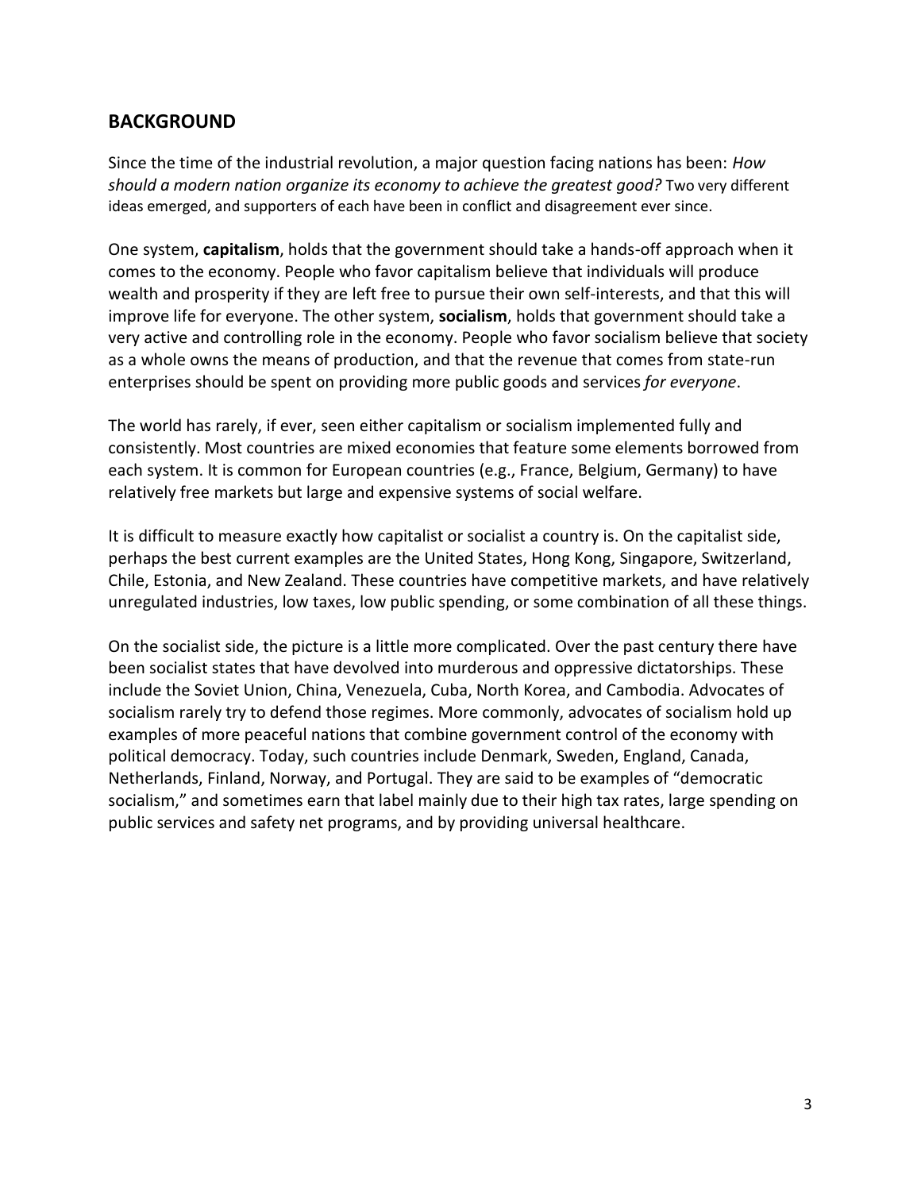## BACKGROUND

Since the time of the industrial revolution, a major question facing nations has been: *How should a modern nation organize its economy to achieve the greatest good?* Two very different ideas emerged, and supporters of each have been in conflict and disagreement ever since.

One system, **capitalism**, holds that the government should take a hands-off approach when it comes to the economy. People who favor capitalism believe that individuals will produce wealth and prosperity if they are left free to pursue their own self-interests, and that this will improve life for everyone. The other system, **socialism**, holds that government should take a very active and controlling role in the economy. People who favor socialism believe that society as a whole owns the means of production, and that the revenue that comes from state-run enterprises should be spent on providing more public goods and services *for everyone*.

The world has rarely, if ever, seen either capitalism or socialism implemented fully and consistently. Most countries are mixed economies that feature some elements borrowed from each system. It is common for European countries (e.g., France, Belgium, Germany) to have relatively free markets but large and expensive systems of social welfare.

It is difficult to measure exactly how capitalist or socialist a country is. On the capitalist side, perhaps the best current examples are the United States, Hong Kong, Singapore, Switzerland, Chile, Estonia, and New Zealand. These countries have competitive markets, and have relatively unregulated industries, low taxes, low public spending, or some combination of all these things.

On the socialist side, the picture is a little more complicated. Over the past century there have been socialist states that have devolved into murderous and oppressive dictatorships. These include the Soviet Union, China, Venezuela, Cuba, North Korea, and Cambodia. Advocates of socialism rarely try to defend those regimes. More commonly, advocates of socialism hold up examples of more peaceful nations that combine government control of the economy with political democracy. Today, such countries include Denmark, Sweden, England, Canada, Netherlands, Finland, Norway, and Portugal. They are said to be examples of "democratic socialism," and sometimes earn that label mainly due to their high tax rates, large spending on public services and safety net programs, and by providing universal healthcare.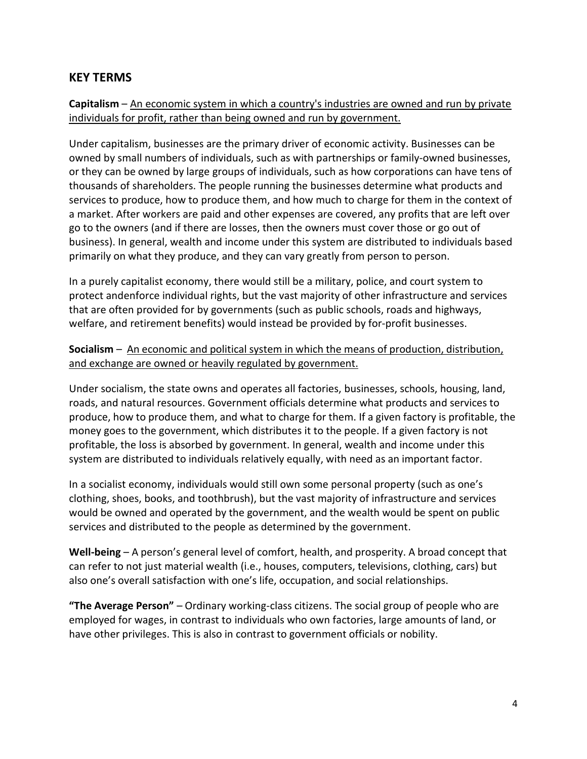## KEY TERMS

**Capitalism** – <u>An economic system in which a country's industries are owned and run by private individuals for profit, rather than being owned and run by government.</u>

Under capitalism, businesses are the primary driver of economic activity. Businesses can be owned by small numbers of individuals, such as with partnerships or family-owned businesses, or they can be owned by large groups of individuals, such as how corporations can have tens of thousands of shareholders. The people running the businesses determine what products and services to produce, how to produce them, and how much to charge for them in the context of a market. After workers are paid and other expenses are covered, any profits that are left over go to the owners (and if there are losses, then the owners must cover those or go out of business). In general, wealth and income under this system are distributed to individuals based primarily on what they produce, and they can vary greatly from person to person.

In a purely capitalist economy, there would still be a military, police, and court system to protect andenforce individual rights, but the vast majority of other infrastructure and services that are often provided for by governments (such as public schools, roads and highways, welfare, and retirement benefits) would instead be provided by for-profit businesses.

**Socialism** – <u>An economic and political system in which the means of production, distribution, and exchange are owned or heavily regulated by government.</u>

Under socialism, the state owns and operates all factories, businesses, schools, housing, land, roads, and natural resources. Government officials determine what products and services to produce, how to produce them, and what to charge for them. If a given factory is profitable, the money goes to the government, which distributes it to the people. If a given factory is not profitable, the loss is absorbed by government. In general, wealth and income under this system are distributed to individuals relatively equally, with need as an important factor.

In a socialist economy, individuals would still own some personal property (such as one's clothing, shoes, books, and toothbrush), but the vast majority of infrastructure and services would be owned and operated by the government, and the wealth would be spent on public services and distributed to the people as determined by the government.

**Well-being** – A person's general level of comfort, health, and prosperity. A broad concept that can refer to not just material wealth (i.e., houses, computers, televisions, clothing, cars) but also one's overall satisfaction with one's life, occupation, and social relationships.

**"The Average Person"** – Ordinary working-class citizens. The social group of people who are employed for wages, in contrast to individuals who own factories, large amounts of land, or have other privileges. This is also in contrast to government officials or nobility.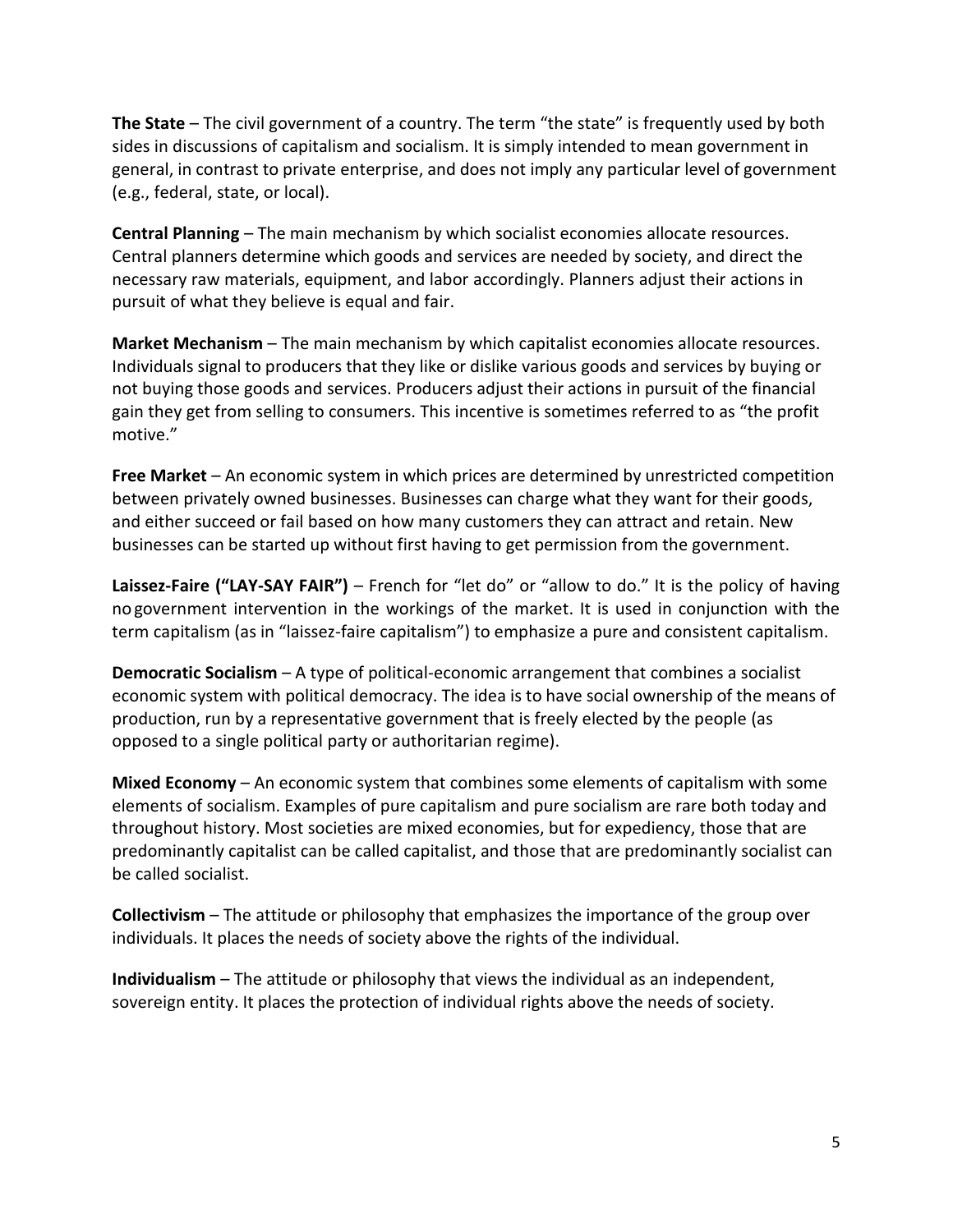**The State** – The civil government of a country. The term "the state" is frequently used by both sides in discussions of capitalism and socialism. It is simply intended to mean government in general, in contrast to private enterprise, and does not imply any particular level of government (e.g., federal, state, or local).

**Central Planning** – The main mechanism by which socialist economies allocate resources. Central planners determine which goods and services are needed by society, and direct the necessary raw materials, equipment, and labor accordingly. Planners adjust their actions in pursuit of what they believe is equal and fair.

**Market Mechanism** – The main mechanism by which capitalist economies allocate resources. Individuals signal to producers that they like or dislike various goods and services by buying or not buying those goods and services. Producers adjust their actions in pursuit of the financial gain they get from selling to consumers. This incentive is sometimes referred to as "the profit motive."

**Free Market** – An economic system in which prices are determined by unrestricted competition between privately owned businesses. Businesses can charge what they want for their goods, and either succeed or fail based on how many customers they can attract and retain. New businesses can be started up without first having to get permission from the government.

**Laissez-Faire ("LAY-SAY FAIR")** – French for "let do" or "allow to do." It is the policy of having no government intervention in the workings of the market. It is used in conjunction with the term capitalism (as in "laissez-faire capitalism") to emphasize a pure and consistent capitalism.

**Democratic Socialism** – A type of political-economic arrangement that combines a socialist economic system with political democracy. The idea is to have social ownership of the means of production, run by a representative government that is freely elected by the people (as opposed to a single political party or authoritarian regime).

**Mixed Economy** – An economic system that combines some elements of capitalism with some elements of socialism. Examples of pure capitalism and pure socialism are rare both today and throughout history. Most societies are mixed economies, but for expediency, those that are predominantly capitalist can be called capitalist, and those that are predominantly socialist can be called socialist.

**Collectivism** – The attitude or philosophy that emphasizes the importance of the group over individuals. It places the needs of society above the rights of the individual.

**Individualism** – The attitude or philosophy that views the individual as an independent, sovereign entity. It places the protection of individual rights above the needs of society.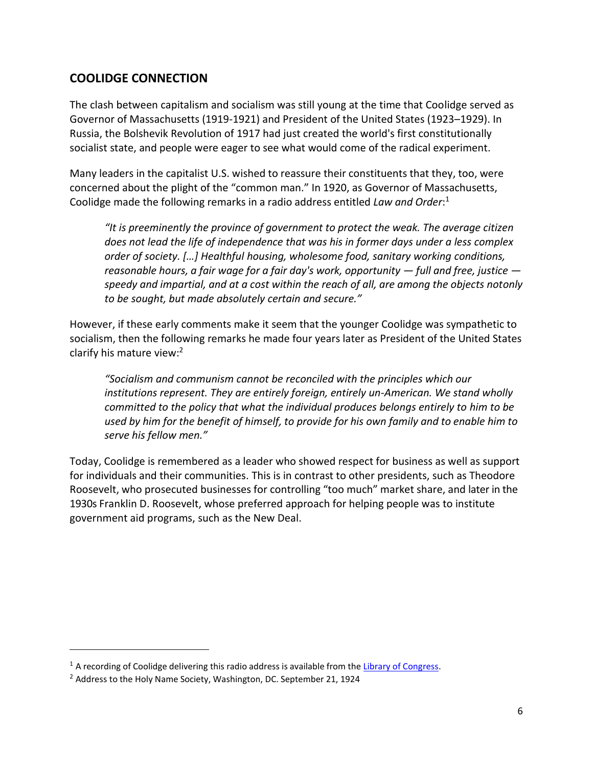## COOLIDGE CONNECTION

The clash between capitalism and socialism was still young at the time that Coolidge served as Governor of Massachusetts (1919-1921) and President of the United States (1923–1929). In Russia, the Bolshevik Revolution of 1917 had just created the world's first constitutionally socialist state, and people were eager to see what would come of the radical experiment.

Many leaders in the capitalist U.S. wished to reassure their constituents that they, too, were concerned about the plight of the "common man." In 1920, as Governor of Massachusetts, Coolidge made the following remarks in a radio address entitled *Law and Order*:[1]

> *"It is preeminently the province of government to protect the weak. The average citizen does not lead the life of independence that was his in former days under a less complex order of society. […] Healthful housing, wholesome food, sanitary working conditions, reasonable hours, a fair wage for a fair day's work, opportunity — full and free, justice — speedy and impartial, and at a cost within the reach of all, are among the objects notonly to be sought, but made absolutely certain and secure."*

However, if these early comments make it seem that the younger Coolidge was sympathetic to socialism, then the following remarks he made four years later as President of the United States clarify his mature view:[2]

> *"Socialism and communism cannot be reconciled with the principles which our institutions represent. They are entirely foreign, entirely un-American. We stand wholly committed to the policy that what the individual produces belongs entirely to him to be used by him for the benefit of himself, to provide for his own family and to enable him to serve his fellow men."*

Today, Coolidge is remembered as a leader who showed respect for business as well as support for individuals and their communities. This is in contrast to other presidents, such as Theodore Roosevelt, who prosecuted businesses for controlling "too much" market share, and later in the 1930s Franklin D. Roosevelt, whose preferred approach for helping people was to institute government aid programs, such as the New Deal.

---

[1] A recording of Coolidge delivering this radio address is available from the Library of Congress.

[2] Address to the Holy Name Society, Washington, DC. September 21, 1924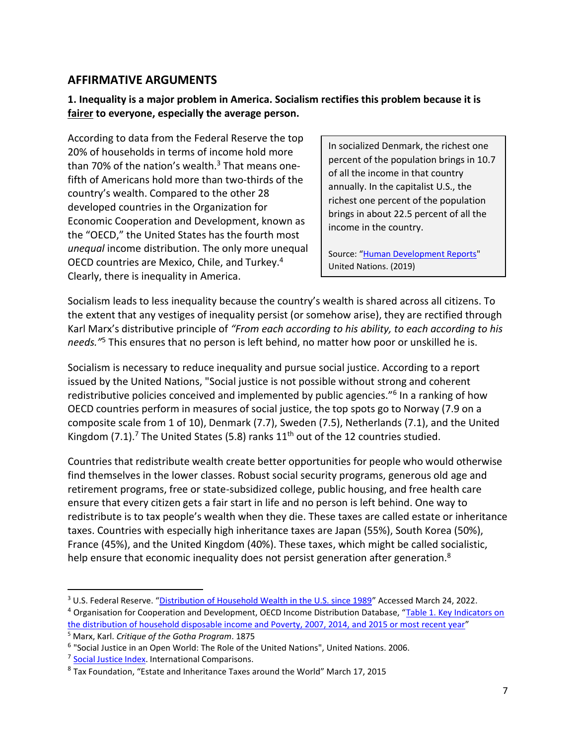## AFFIRMATIVE ARGUMENTS

**1. Inequality is a major problem in America. Socialism rectifies this problem because it is <u>fairer</u> to everyone, especially the average person.**

According to data from the Federal Reserve the top 20% of households in terms of income hold more than 70% of the nation's wealth.[3] That means one-fifth of Americans hold more than two-thirds of the country's wealth. Compared to the other 28 developed countries in the Organization for Economic Cooperation and Development, known as the "OECD," the United States has the fourth most *unequal* income distribution. The only more unequal OECD countries are Mexico, Chile, and Turkey.[4] Clearly, there is inequality in America.

> In socialized Denmark, the richest one percent of the population brings in 10.7 of all the income in that country annually. In the capitalist U.S., the richest one percent of the population brings in about 22.5 percent of all the income in the country.
>
> Source: "Human Development Reports" United Nations. (2019)

Socialism leads to less inequality because the country's wealth is shared across all citizens. To the extent that any vestiges of inequality persist (or somehow arise), they are rectified through Karl Marx's distributive principle of *"From each according to his ability, to each according to his needs."*[5] This ensures that no person is left behind, no matter how poor or unskilled he is.

Socialism is necessary to reduce inequality and pursue social justice. According to a report issued by the United Nations, "Social justice is not possible without strong and coherent redistributive policies conceived and implemented by public agencies."[6] In a ranking of how OECD countries perform in measures of social justice, the top spots go to Norway (7.9 on a composite scale from 1 of 10), Denmark (7.7), Sweden (7.5), Netherlands (7.1), and the United Kingdom (7.1).[7] The United States (5.8) ranks 11th out of the 12 countries studied.

Countries that redistribute wealth create better opportunities for people who would otherwise find themselves in the lower classes. Robust social security programs, generous old age and retirement programs, free or state-subsidized college, public housing, and free health care ensure that every citizen gets a fair start in life and no person is left behind. One way to redistribute is to tax people's wealth when they die. These taxes are called estate or inheritance taxes. Countries with especially high inheritance taxes are Japan (55%), South Korea (50%), France (45%), and the United Kingdom (40%). These taxes, which might be called socialistic, help ensure that economic inequality does not persist generation after generation.[8]

---

[3] U.S. Federal Reserve. "Distribution of Household Wealth in the U.S. since 1989" Accessed March 24, 2022.

[4] Organisation for Cooperation and Development, OECD Income Distribution Database, "Table 1. Key Indicators on the distribution of household disposable income and Poverty, 2007, 2014, and 2015 or most recent year"

[5] Marx, Karl. *Critique of the Gotha Program*. 1875

[6] "Social Justice in an Open World: The Role of the United Nations", United Nations. 2006.

[7] Social Justice Index. International Comparisons.

[8] Tax Foundation, "Estate and Inheritance Taxes around the World" March 17, 2015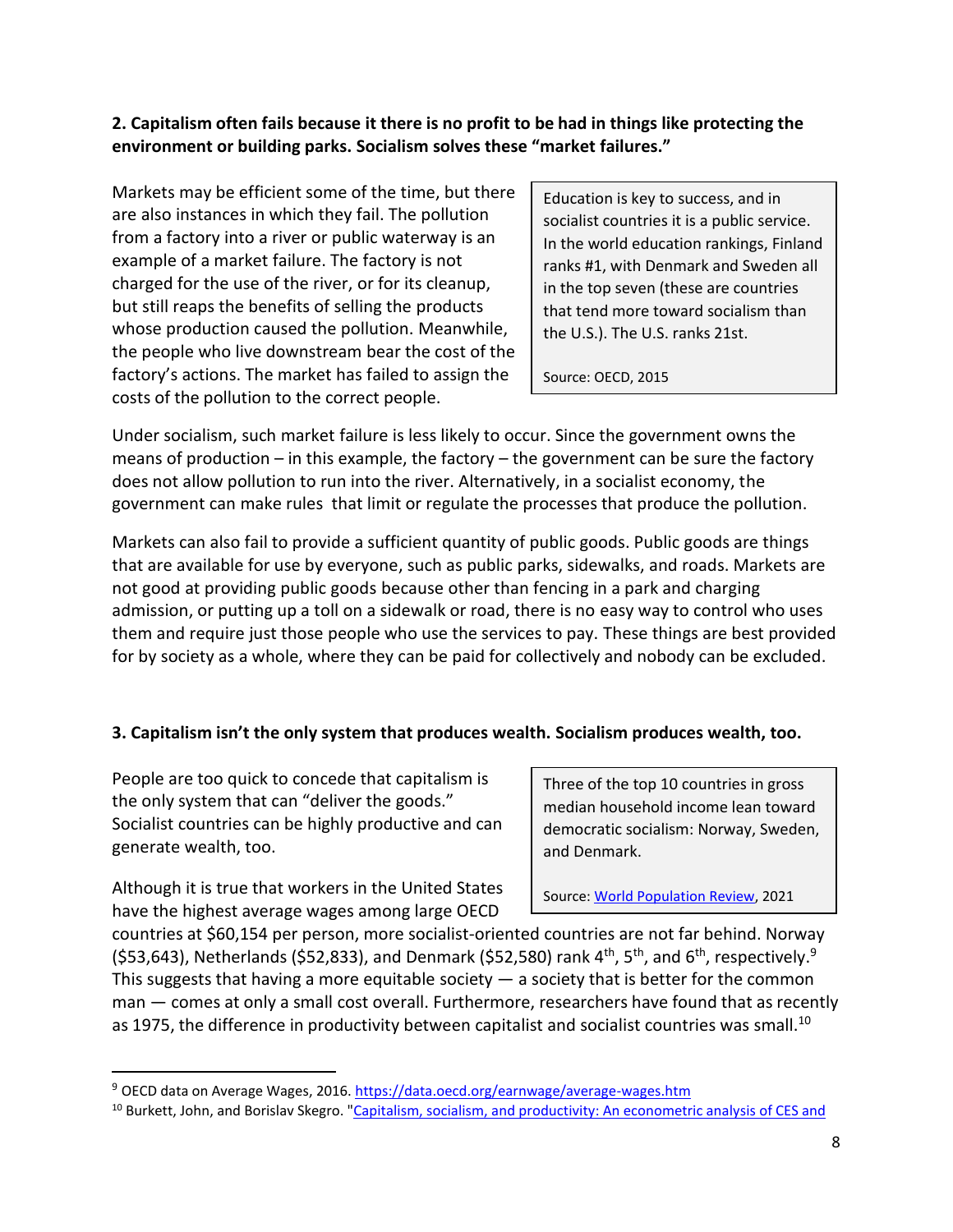**2. Capitalism often fails because it there is no profit to be had in things like protecting the environment or building parks. Socialism solves these "market failures."**

Markets may be efficient some of the time, but there are also instances in which they fail. The pollution from a factory into a river or public waterway is an example of a market failure. The factory is not charged for the use of the river, or for its cleanup, but still reaps the benefits of selling the products whose production caused the pollution. Meanwhile, the people who live downstream bear the cost of the factory's actions. The market has failed to assign the costs of the pollution to the correct people.

> Education is key to success, and in socialist countries it is a public service. In the world education rankings, Finland ranks #1, with Denmark and Sweden all in the top seven (these are countries that tend more toward socialism than the U.S.). The U.S. ranks 21st.
>
> Source: OECD, 2015

Under socialism, such market failure is less likely to occur. Since the government owns the means of production – in this example, the factory – the government can be sure the factory does not allow pollution to run into the river. Alternatively, in a socialist economy, the government can make rules that limit or regulate the processes that produce the pollution.

Markets can also fail to provide a sufficient quantity of public goods. Public goods are things that are available for use by everyone, such as public parks, sidewalks, and roads. Markets are not good at providing public goods because other than fencing in a park and charging admission, or putting up a toll on a sidewalk or road, there is no easy way to control who uses them and require just those people who use the services to pay. These things are best provided for by society as a whole, where they can be paid for collectively and nobody can be excluded.

**3. Capitalism isn't the only system that produces wealth. Socialism produces wealth, too.**

People are too quick to concede that capitalism is the only system that can "deliver the goods." Socialist countries can be highly productive and can generate wealth, too.

> Three of the top 10 countries in gross median household income lean toward democratic socialism: Norway, Sweden, and Denmark.
>
> Source: [World Population Review](), 2021

Although it is true that workers in the United States have the highest average wages among large OECD countries at $60,154 per person, more socialist-oriented countries are not far behind. Norway ($53,643), Netherlands ($52,833), and Denmark ($52,580) rank 4th, 5th, and 6th, respectively.[9] This suggests that having a more equitable society — a society that is better for the common man — comes at only a small cost overall. Furthermore, researchers have found that as recently as 1975, the difference in productivity between capitalist and socialist countries was small.[10]

---

[9] OECD data on Average Wages, 2016. https://data.oecd.org/earnwage/average-wages.htm

[10] Burkett, John, and Borislav Skegro. "Capitalism, socialism, and productivity: An econometric analysis of CES and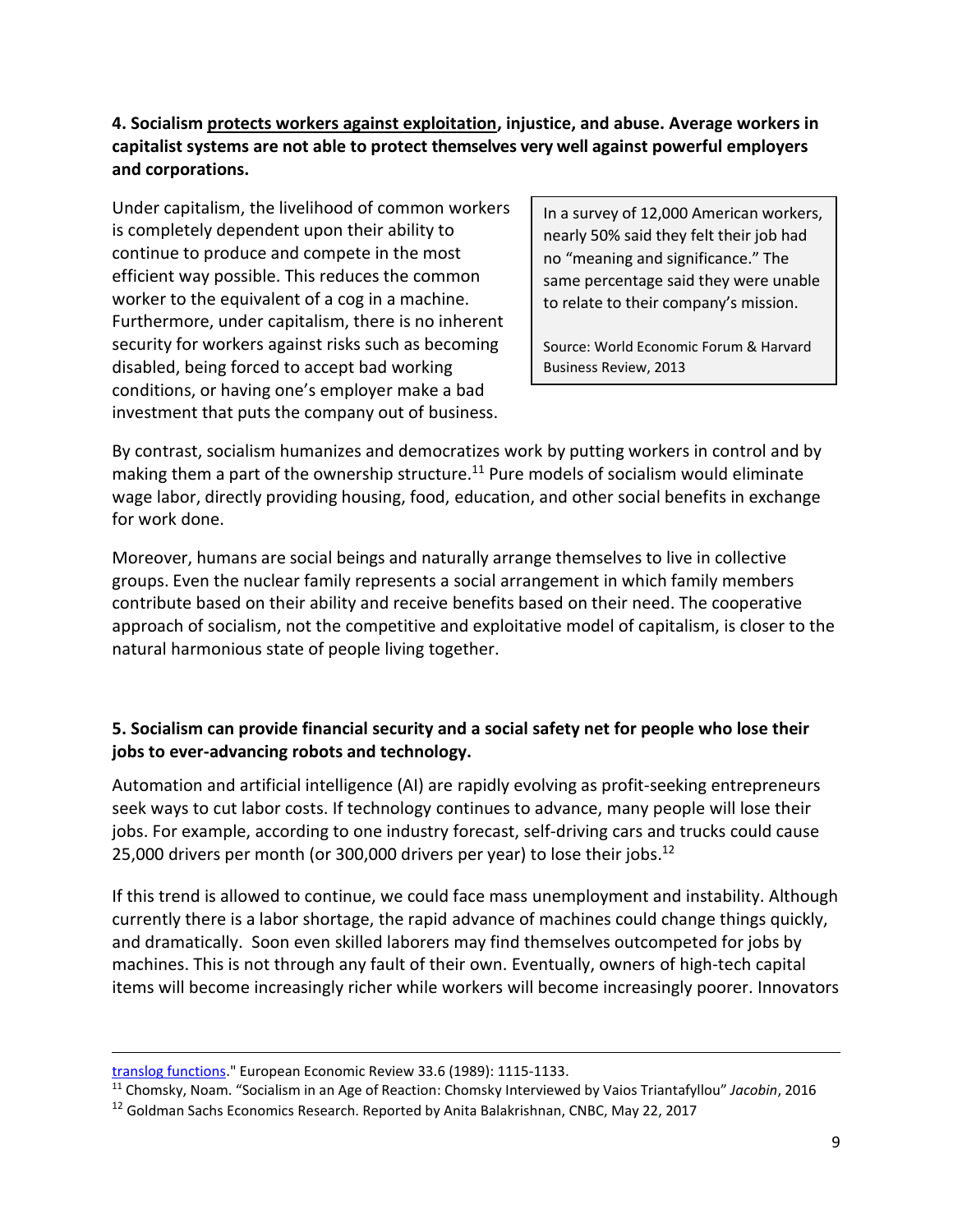**4. Socialism protects workers against exploitation, injustice, and abuse. Average workers in capitalist systems are not able to protect themselves very well against powerful employers and corporations.**

Under capitalism, the livelihood of common workers is completely dependent upon their ability to continue to produce and compete in the most efficient way possible. This reduces the common worker to the equivalent of a cog in a machine. Furthermore, under capitalism, there is no inherent security for workers against risks such as becoming disabled, being forced to accept bad working conditions, or having one's employer make a bad investment that puts the company out of business.

> In a survey of 12,000 American workers, nearly 50% said they felt their job had no "meaning and significance." The same percentage said they were unable to relate to their company's mission.
>
> Source: World Economic Forum & Harvard Business Review, 2013

By contrast, socialism humanizes and democratizes work by putting workers in control and by making them a part of the ownership structure.[11] Pure models of socialism would eliminate wage labor, directly providing housing, food, education, and other social benefits in exchange for work done.

Moreover, humans are social beings and naturally arrange themselves to live in collective groups. Even the nuclear family represents a social arrangement in which family members contribute based on their ability and receive benefits based on their need. The cooperative approach of socialism, not the competitive and exploitative model of capitalism, is closer to the natural harmonious state of people living together.

**5. Socialism can provide financial security and a social safety net for people who lose their jobs to ever-advancing robots and technology.**

Automation and artificial intelligence (AI) are rapidly evolving as profit-seeking entrepreneurs seek ways to cut labor costs. If technology continues to advance, many people will lose their jobs. For example, according to one industry forecast, self-driving cars and trucks could cause 25,000 drivers per month (or 300,000 drivers per year) to lose their jobs.[12]

If this trend is allowed to continue, we could face mass unemployment and instability. Although currently there is a labor shortage, the rapid advance of machines could change things quickly, and dramatically. Soon even skilled laborers may find themselves outcompeted for jobs by machines. This is not through any fault of their own. Eventually, owners of high-tech capital items will become increasingly richer while workers will become increasingly poorer. Innovators

---

translog functions." European Economic Review 33.6 (1989): 1115-1133.

[11] Chomsky, Noam. "Socialism in an Age of Reaction: Chomsky Interviewed by Vaios Triantafyllou" *Jacobin*, 2016

[12] Goldman Sachs Economics Research. Reported by Anita Balakrishnan, CNBC, May 22, 2017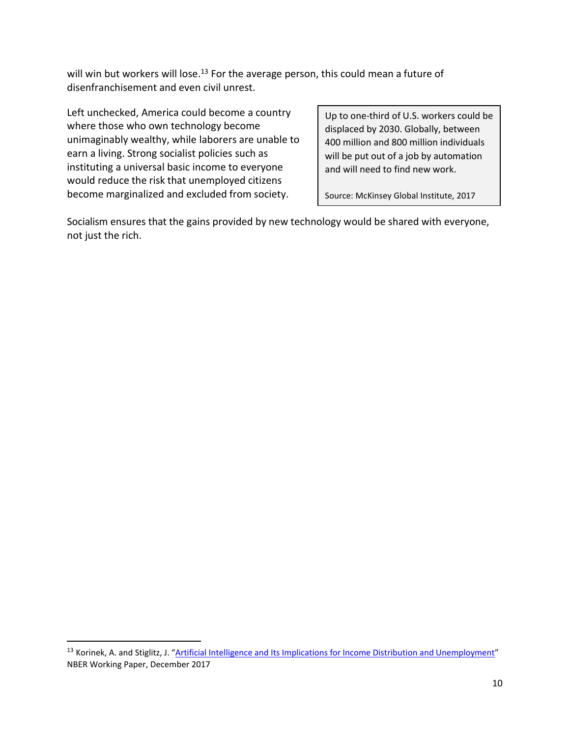will win but workers will lose.[13] For the average person, this could mean a future of disenfranchisement and even civil unrest.

Left unchecked, America could become a country where those who own technology become unimaginably wealthy, while laborers are unable to earn a living. Strong socialist policies such as instituting a universal basic income to everyone would reduce the risk that unemployed citizens become marginalized and excluded from society.

> Up to one-third of U.S. workers could be displaced by 2030. Globally, between 400 million and 800 million individuals will be put out of a job by automation and will need to find new work.
>
> Source: McKinsey Global Institute, 2017

Socialism ensures that the gains provided by new technology would be shared with everyone, not just the rich.

---

[13] Korinek, A. and Stiglitz, J. "Artificial Intelligence and Its Implications for Income Distribution and Unemployment" NBER Working Paper, December 2017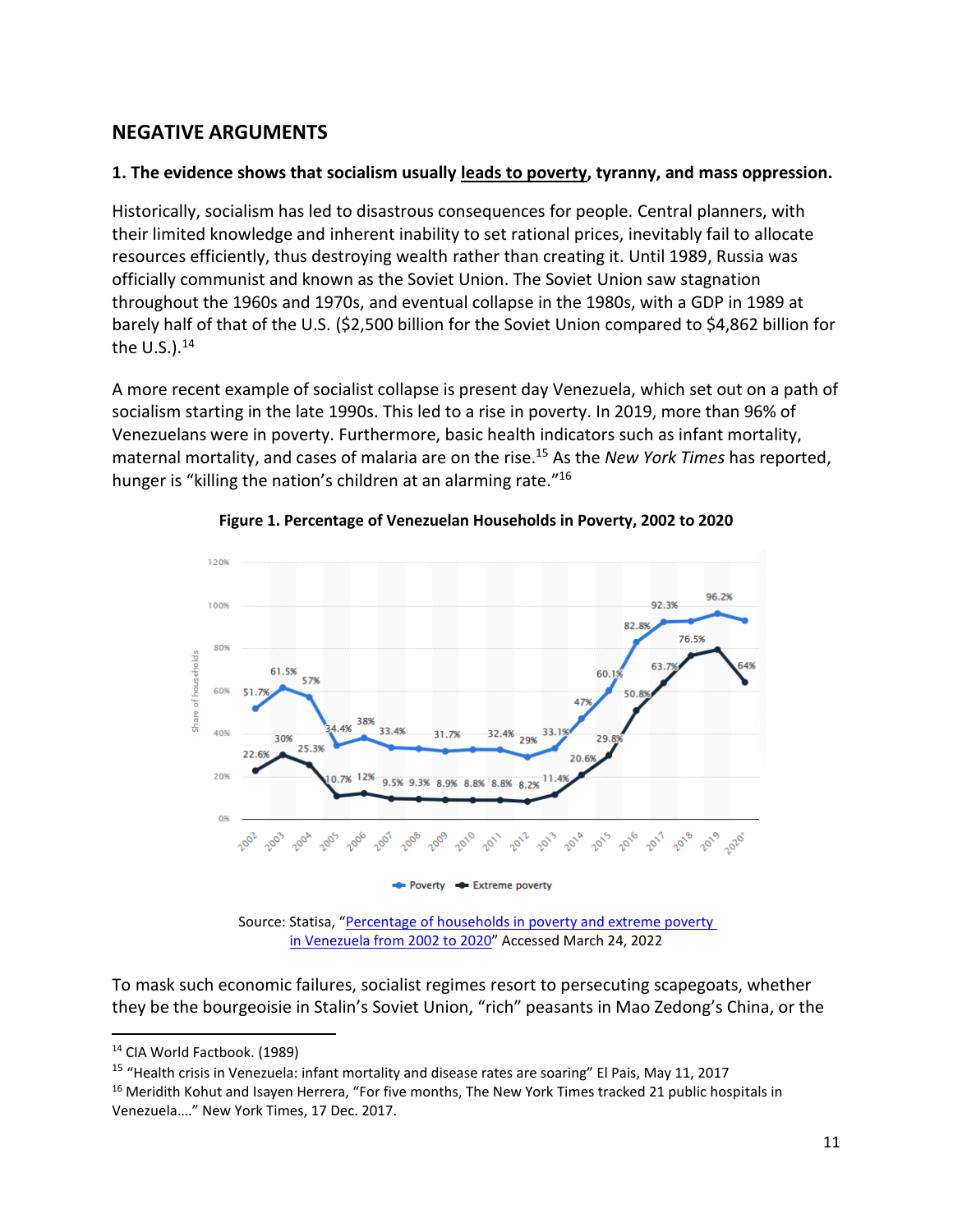## NEGATIVE ARGUMENTS

### 1. The evidence shows that socialism usually leads to poverty, tyranny, and mass oppression.

Historically, socialism has led to disastrous consequences for people. Central planners, with their limited knowledge and inherent inability to set rational prices, inevitably fail to allocate resources efficiently, thus destroying wealth rather than creating it. Until 1989, Russia was officially communist and known as the Soviet Union. The Soviet Union saw stagnation throughout the 1960s and 1970s, and eventual collapse in the 1980s, with a GDP in 1989 at barely half of that of the U.S. ($2,500 billion for the Soviet Union compared to $4,862 billion for the U.S.).[14]

A more recent example of socialist collapse is present day Venezuela, which set out on a path of socialism starting in the late 1990s. This led to a rise in poverty. In 2019, more than 96% of Venezuelans were in poverty. Furthermore, basic health indicators such as infant mortality, maternal mortality, and cases of malaria are on the rise.[15] As the *New York Times* has reported, hunger is "killing the nation's children at an alarming rate."[16]

**Figure 1. Percentage of Venezuelan Households in Poverty, 2002 to 2020**

| Year | Poverty | Extreme poverty |
|---|---|---|
| 2002 | 51.7% | 22.6% |
| 2003 | 61.5% | 30% |
| 2004 | 57% | 25.3% |
| 2005 | 34.4% | 10.7% |
| 2006 | 38% | 12% |
| 2007 | 33.4% | 9.5% |
| 2008 | | 9.3% |
| 2009 | 31.7% | 8.9% |
| 2010 | | 8.8% |
| 2011 | 32.4% | 8.8% |
| 2012 | 29% | 8.2% |
| 2013 | 33.1% | 11.4% |
| 2014 | 47% | 20.6% |
| 2015 | 60.1% | 29.8% |
| 2016 | 82.8% | 50.8% |
| 2017 | 92.3% | 63.7% |
| 2018 | | 76.5% |
| 2019 | 96.2% | |
| 2020* | | 64% |

Source: Statisa, "Percentage of households in poverty and extreme poverty in Venezuela from 2002 to 2020" Accessed March 24, 2022

To mask such economic failures, socialist regimes resort to persecuting scapegoats, whether they be the bourgeoisie in Stalin's Soviet Union, "rich" peasants in Mao Zedong's China, or the

---

[14] CIA World Factbook. (1989)

[15] "Health crisis in Venezuela: infant mortality and disease rates are soaring" El Pais, May 11, 2017

[16] Meridith Kohut and Isayen Herrera, "For five months, The New York Times tracked 21 public hospitals in Venezuela…." New York Times, 17 Dec. 2017.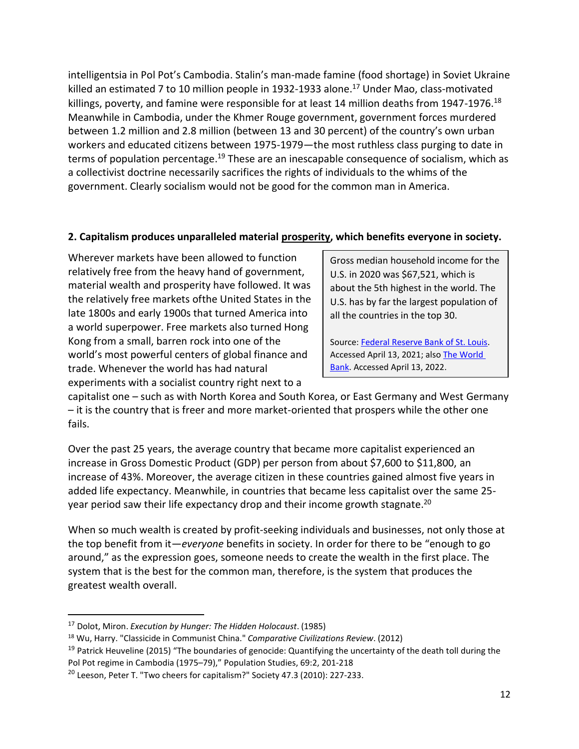intelligentsia in Pol Pot's Cambodia. Stalin's man-made famine (food shortage) in Soviet Ukraine killed an estimated 7 to 10 million people in 1932-1933 alone.[17] Under Mao, class-motivated killings, poverty, and famine were responsible for at least 14 million deaths from 1947-1976.[18] Meanwhile in Cambodia, under the Khmer Rouge government, government forces murdered between 1.2 million and 2.8 million (between 13 and 30 percent) of the country's own urban workers and educated citizens between 1975-1979—the most ruthless class purging to date in terms of population percentage.[19] These are an inescapable consequence of socialism, which as a collectivist doctrine necessarily sacrifices the rights of individuals to the whims of the government. Clearly socialism would not be good for the common man in America.

**2. Capitalism produces unparalleled material prosperity, which benefits everyone in society.**

Wherever markets have been allowed to function relatively free from the heavy hand of government, material wealth and prosperity have followed. It was the relatively free markets ofthe United States in the late 1800s and early 1900s that turned America into a world superpower. Free markets also turned Hong Kong from a small, barren rock into one of the world's most powerful centers of global finance and trade. Whenever the world has had natural experiments with a socialist country right next to a capitalist one – such as with North Korea and South Korea, or East Germany and West Germany – it is the country that is freer and more market-oriented that prospers while the other one fails.

> Gross median household income for the U.S. in 2020 was $67,521, which is about the 5th highest in the world. The U.S. has by far the largest population of all the countries in the top 30.
>
> Source: [Federal Reserve Bank of St. Louis](). Accessed April 13, 2021; also [The World Bank](). Accessed April 13, 2022.

Over the past 25 years, the average country that became more capitalist experienced an increase in Gross Domestic Product (GDP) per person from about $7,600 to $11,800, an increase of 43%. Moreover, the average citizen in these countries gained almost five years in added life expectancy. Meanwhile, in countries that became less capitalist over the same 25-year period saw their life expectancy drop and their income growth stagnate.[20]

When so much wealth is created by profit-seeking individuals and businesses, not only those at the top benefit from it—*everyone* benefits in society. In order for there to be "enough to go around," as the expression goes, someone needs to create the wealth in the first place. The system that is the best for the common man, therefore, is the system that produces the greatest wealth overall.

---

[17] Dolot, Miron. *Execution by Hunger: The Hidden Holocaust*. (1985)

[18] Wu, Harry. "Classicide in Communist China." *Comparative Civilizations Review*. (2012)

[19] Patrick Heuveline (2015) "The boundaries of genocide: Quantifying the uncertainty of the death toll during the Pol Pot regime in Cambodia (1975–79)," Population Studies, 69:2, 201-218

[20] Leeson, Peter T. "Two cheers for capitalism?" Society 47.3 (2010): 227-233.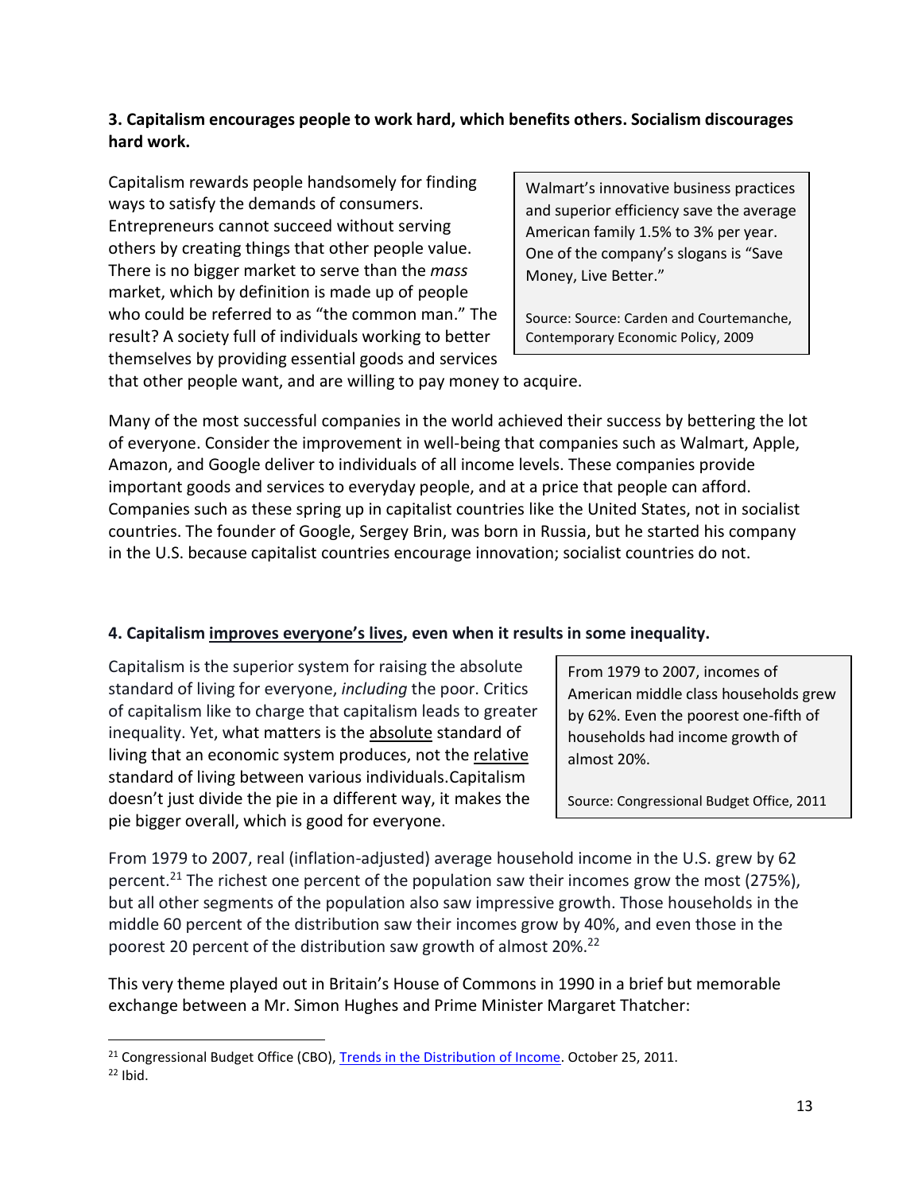**3. Capitalism encourages people to work hard, which benefits others. Socialism discourages hard work.**

Capitalism rewards people handsomely for finding ways to satisfy the demands of consumers. Entrepreneurs cannot succeed without serving others by creating things that other people value. There is no bigger market to serve than the *mass* market, which by definition is made up of people who could be referred to as "the common man." The result? A society full of individuals working to better themselves by providing essential goods and services that other people want, and are willing to pay money to acquire.

> Walmart's innovative business practices and superior efficiency save the average American family 1.5% to 3% per year. One of the company's slogans is "Save Money, Live Better."
>
> Source: Source: Carden and Courtemanche, Contemporary Economic Policy, 2009

Many of the most successful companies in the world achieved their success by bettering the lot of everyone. Consider the improvement in well-being that companies such as Walmart, Apple, Amazon, and Google deliver to individuals of all income levels. These companies provide important goods and services to everyday people, and at a price that people can afford. Companies such as these spring up in capitalist countries like the United States, not in socialist countries. The founder of Google, Sergey Brin, was born in Russia, but he started his company in the U.S. because capitalist countries encourage innovation; socialist countries do not.

**4. Capitalism improves everyone's lives, even when it results in some inequality.**

Capitalism is the superior system for raising the absolute standard of living for everyone, *including* the poor. Critics of capitalism like to charge that capitalism leads to greater inequality. Yet, what matters is the absolute standard of living that an economic system produces, not the relative standard of living between various individuals.Capitalism doesn't just divide the pie in a different way, it makes the pie bigger overall, which is good for everyone.

> From 1979 to 2007, incomes of American middle class households grew by 62%. Even the poorest one-fifth of households had income growth of almost 20%.
>
> Source: Congressional Budget Office, 2011

From 1979 to 2007, real (inflation-adjusted) average household income in the U.S. grew by 62 percent.[21] The richest one percent of the population saw their incomes grow the most (275%), but all other segments of the population also saw impressive growth. Those households in the middle 60 percent of the distribution saw their incomes grow by 40%, and even those in the poorest 20 percent of the distribution saw growth of almost 20%.[22]

This very theme played out in Britain's House of Commons in 1990 in a brief but memorable exchange between a Mr. Simon Hughes and Prime Minister Margaret Thatcher:

---

[21] Congressional Budget Office (CBO), Trends in the Distribution of Income. October 25, 2011.

[22] Ibid.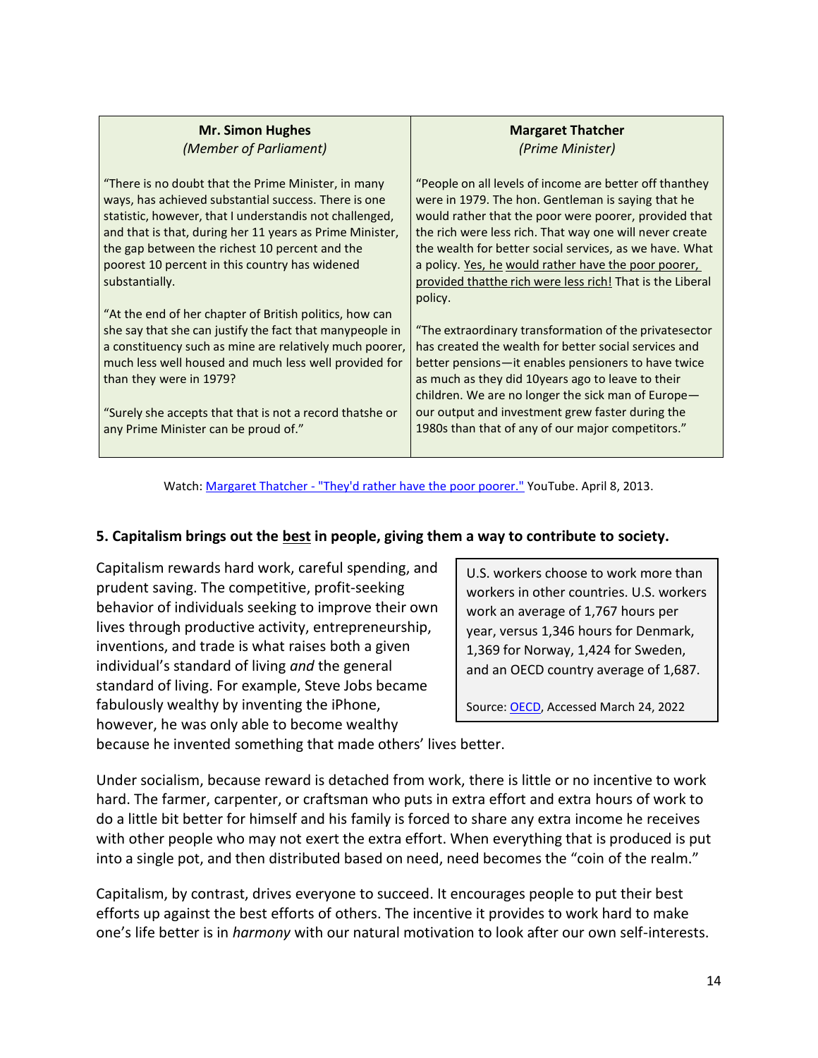| Mr. Simon Hughes<br>*(Member of Parliament)* | Margaret Thatcher<br>*(Prime Minister)* |
|---|---|
| "There is no doubt that the Prime Minister, in many ways, has achieved substantial success. There is one statistic, however, that I understandis not challenged, and that is that, during her 11 years as Prime Minister, the gap between the richest 10 percent and the poorest 10 percent in this country has widened substantially.<br><br>"At the end of her chapter of British politics, how can she say that she can justify the fact that manypeople in a constituency such as mine are relatively much poorer, much less well housed and much less well provided for than they were in 1979?<br><br>"Surely she accepts that that is not a record thatshe or any Prime Minister can be proud of." | "People on all levels of income are better off thanthey were in 1979. The hon. Gentleman is saying that he would rather that the poor were poorer, provided that the rich were less rich. That way one will never create the wealth for better social services, as we have. What a policy. Yes, he would rather have the poor poorer, provided thatthe rich were less rich! That is the Liberal policy.<br><br>"The extraordinary transformation of the privatesector has created the wealth for better social services and better pensions—it enables pensioners to have twice as much as they did 10years ago to leave to their children. We are no longer the sick man of Europe—our output and investment grew faster during the 1980s than that of any of our major competitors." |

Watch: Margaret Thatcher - "They'd rather have the poor poorer." YouTube. April 8, 2013.

### 5. Capitalism brings out the best in people, giving them a way to contribute to society.

> U.S. workers choose to work more than workers in other countries. U.S. workers work an average of 1,767 hours per year, versus 1,346 hours for Denmark, 1,369 for Norway, 1,424 for Sweden, and an OECD country average of 1,687.
>
> Source: OECD, Accessed March 24, 2022

Capitalism rewards hard work, careful spending, and prudent saving. The competitive, profit-seeking behavior of individuals seeking to improve their own lives through productive activity, entrepreneurship, inventions, and trade is what raises both a given individual's standard of living *and* the general standard of living. For example, Steve Jobs became fabulously wealthy by inventing the iPhone, however, he was only able to become wealthy because he invented something that made others' lives better.

Under socialism, because reward is detached from work, there is little or no incentive to work hard. The farmer, carpenter, or craftsman who puts in extra effort and extra hours of work to do a little bit better for himself and his family is forced to share any extra income he receives with other people who may not exert the extra effort. When everything that is produced is put into a single pot, and then distributed based on need, need becomes the "coin of the realm."

Capitalism, by contrast, drives everyone to succeed. It encourages people to put their best efforts up against the best efforts of others. The incentive it provides to work hard to make one's life better is in *harmony* with our natural motivation to look after our own self-interests.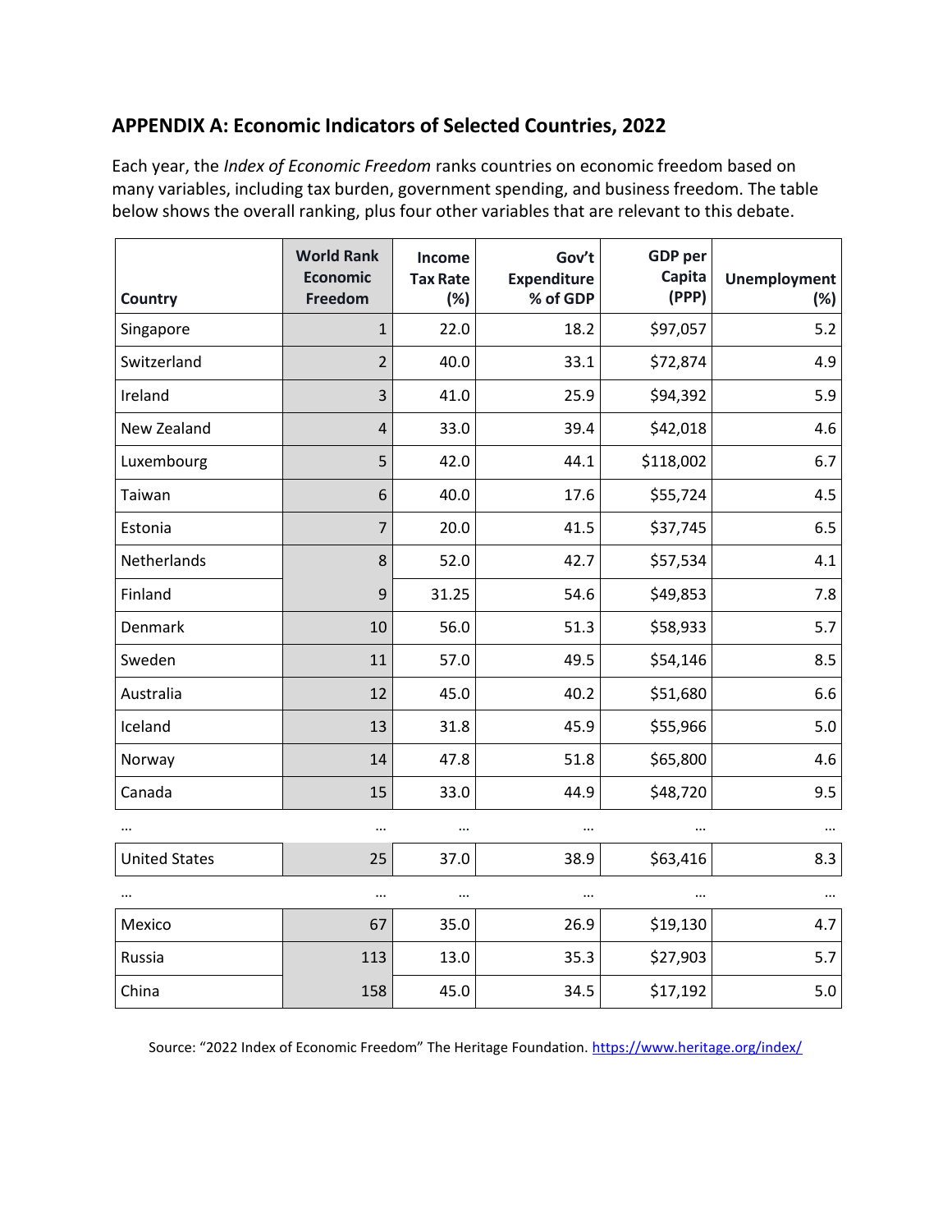## APPENDIX A: Economic Indicators of Selected Countries, 2022

Each year, the *Index of Economic Freedom* ranks countries on economic freedom based on many variables, including tax burden, government spending, and business freedom. The table below shows the overall ranking, plus four other variables that are relevant to this debate.

| Country | World Rank Economic Freedom | Income Tax Rate (%) | Gov't Expenditure % of GDP | GDP per Capita (PPP) | Unemployment (%) |
|---|---|---|---|---|---|
| Singapore | 1 | 22.0 | 18.2 | $97,057 | 5.2 |
| Switzerland | 2 | 40.0 | 33.1 | $72,874 | 4.9 |
| Ireland | 3 | 41.0 | 25.9 | $94,392 | 5.9 |
| New Zealand | 4 | 33.0 | 39.4 | $42,018 | 4.6 |
| Luxembourg | 5 | 42.0 | 44.1 | $118,002 | 6.7 |
| Taiwan | 6 | 40.0 | 17.6 | $55,724 | 4.5 |
| Estonia | 7 | 20.0 | 41.5 | $37,745 | 6.5 |
| Netherlands | 8 | 52.0 | 42.7 | $57,534 | 4.1 |
| Finland | 9 | 31.25 | 54.6 | $49,853 | 7.8 |
| Denmark | 10 | 56.0 | 51.3 | $58,933 | 5.7 |
| Sweden | 11 | 57.0 | 49.5 | $54,146 | 8.5 |
| Australia | 12 | 45.0 | 40.2 | $51,680 | 6.6 |
| Iceland | 13 | 31.8 | 45.9 | $55,966 | 5.0 |
| Norway | 14 | 47.8 | 51.8 | $65,800 | 4.6 |
| Canada | 15 | 33.0 | 44.9 | $48,720 | 9.5 |
| … | … | … | … | … | … |
| United States | 25 | 37.0 | 38.9 | $63,416 | 8.3 |
| … | … | … | … | … | … |
| Mexico | 67 | 35.0 | 26.9 | $19,130 | 4.7 |
| Russia | 113 | 13.0 | 35.3 | $27,903 | 5.7 |
| China | 158 | 45.0 | 34.5 | $17,192 | 5.0 |

Source: "2022 Index of Economic Freedom" The Heritage Foundation. https://www.heritage.org/index/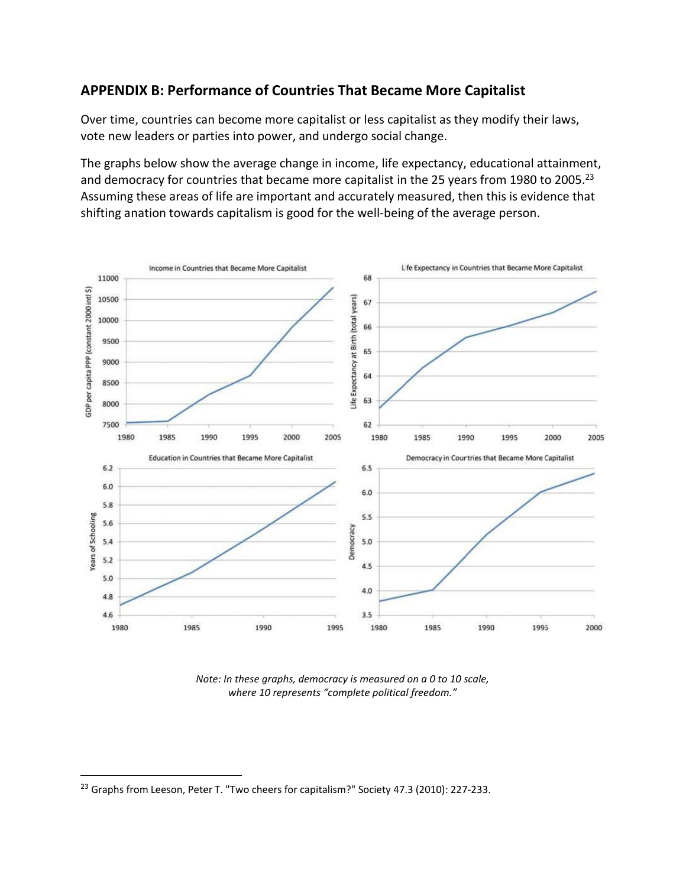## APPENDIX B: Performance of Countries That Became More Capitalist

Over time, countries can become more capitalist or less capitalist as they modify their laws, vote new leaders or parties into power, and undergo social change.

The graphs below show the average change in income, life expectancy, educational attainment, and democracy for countries that became more capitalist in the 25 years from 1980 to 2005.[23] Assuming these areas of life are important and accurately measured, then this is evidence that shifting anation towards capitalism is good for the well-being of the average person.

*Note: In these graphs, democracy is measured on a 0 to 10 scale, where 10 represents "complete political freedom."*

[23] Graphs from Leeson, Peter T. "Two cheers for capitalism?" Society 47.3 (2010): 227-233.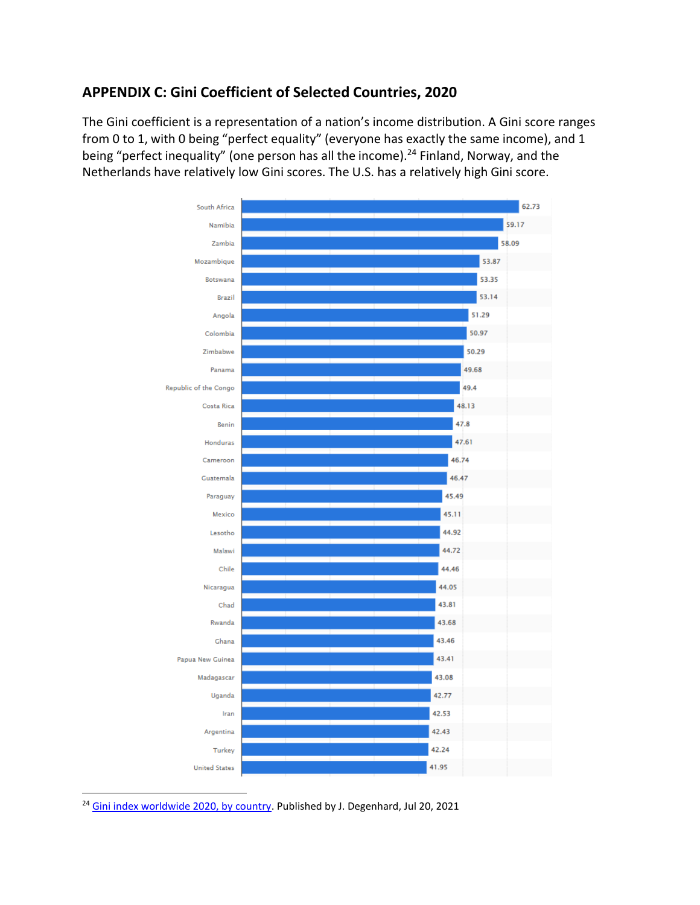## APPENDIX C: Gini Coefficient of Selected Countries, 2020

The Gini coefficient is a representation of a nation's income distribution. A Gini score ranges from 0 to 1, with 0 being "perfect equality" (everyone has exactly the same income), and 1 being "perfect inequality" (one person has all the income).[24] Finland, Norway, and the Netherlands have relatively low Gini scores. The U.S. has a relatively high Gini score.

| Country | Gini index |
|---|---|
| South Africa | 62.73 |
| Namibia | 59.17 |
| Zambia | 58.09 |
| Mozambique | 53.87 |
| Botswana | 53.35 |
| Brazil | 53.14 |
| Angola | 51.29 |
| Colombia | 50.97 |
| Zimbabwe | 50.29 |
| Panama | 49.68 |
| Republic of the Congo | 49.4 |
| Costa Rica | 48.13 |
| Benin | 47.8 |
| Honduras | 47.61 |
| Cameroon | 46.74 |
| Guatemala | 46.47 |
| Paraguay | 45.49 |
| Mexico | 45.11 |
| Lesotho | 44.92 |
| Malawi | 44.72 |
| Chile | 44.46 |
| Nicaragua | 44.05 |
| Chad | 43.81 |
| Rwanda | 43.68 |
| Ghana | 43.46 |
| Papua New Guinea | 43.41 |
| Madagascar | 43.08 |
| Uganda | 42.77 |
| Iran | 42.53 |
| Argentina | 42.43 |
| Turkey | 42.24 |
| United States | 41.95 |

---

[24] Gini index worldwide 2020, by country. Published by J. Degenhard, Jul 20, 2021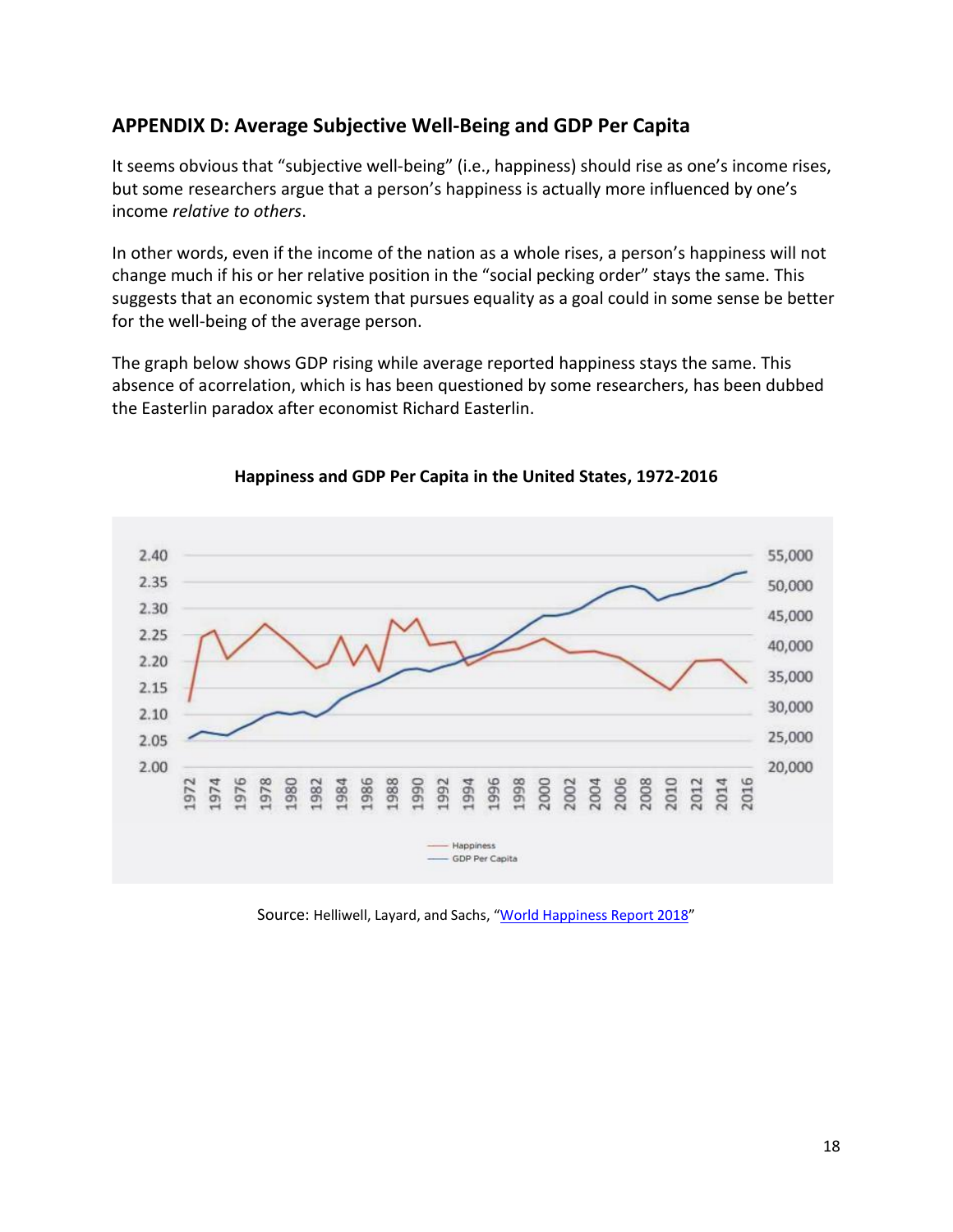## APPENDIX D: Average Subjective Well-Being and GDP Per Capita

It seems obvious that "subjective well-being" (i.e., happiness) should rise as one's income rises, but some researchers argue that a person's happiness is actually more influenced by one's income *relative to others*.

In other words, even if the income of the nation as a whole rises, a person's happiness will not change much if his or her relative position in the "social pecking order" stays the same. This suggests that an economic system that pursues equality as a goal could in some sense be better for the well-being of the average person.

The graph below shows GDP rising while average reported happiness stays the same. This absence of acorrelation, which is has been questioned by some researchers, has been dubbed the Easterlin paradox after economist Richard Easterlin.

**Happiness and GDP Per Capita in the United States, 1972-2016**

2.40
2.35
2.30
2.25
2.20
2.15
2.10
2.05
2.00

55,000
50,000
45,000
40,000
35,000
30,000
25,000
20,000

1972 1974 1976 1978 1980 1982 1984 1986 1988 1990 1992 1994 1996 1998 2000 2002 2004 2006 2008 2010 2012 2014 2016

Happiness
GDP Per Capita

Source: Helliwell, Layard, and Sachs, "[World Happiness Report 2018]"